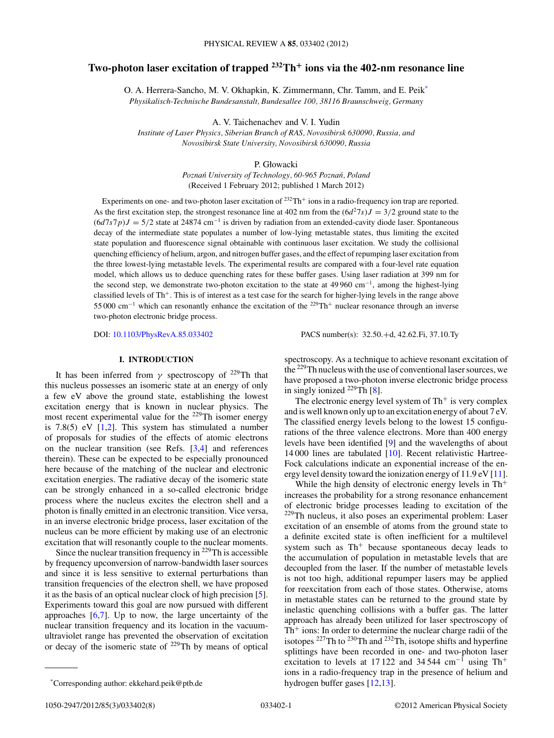# Two-photon laser excitation of trapped $^{232}Th^+$ ions via the 402-nm resonance line

O. A. Herrera-Sancho, M. V. Okhapkin, K. Zimmermann, Chr. Tamm, and E. Peik*

*Physikalisch-Technische Bundesanstalt, Bundesallee 100, 38116 Braunschweig, Germany*

A. V. Taichenachev and V. I. Yudin

*Institute of Laser Physics, Siberian Branch of RAS, Novosibirsk 630090, Russia, and Novosibirsk State University, Novosibirsk 630090, Russia*

P. Głowacki

*Poznań University of Technology, 60-965 Poznań, Poland*

(Received 1 February 2012; published 1 March 2012)

Experiments on one- and two-photon laser excitation of $^{232}Th^+$ ions in a radio-frequency ion trap are reported. As the first excitation step, the strongest resonance line at 402 nm from the $(6d^27s)J = 3/2$ ground state to the $(6d7s7p)J = 5/2$ state at 24874 cm$^{-1}$ is driven by radiation from an extended-cavity diode laser. Spontaneous decay of the intermediate state populates a number of low-lying metastable states, thus limiting the excited state population and fluorescence signal obtainable with continuous laser excitation. We study the collisional quenching efficiency of helium, argon, and nitrogen buffer gases, and the effect of repumping laser excitation from the three lowest-lying metastable levels. The experimental results are compared with a four-level rate equation model, which allows us to deduce quenching rates for these buffer gases. Using laser radiation at 399 nm for the second step, we demonstrate two-photon excitation to the state at 49 960 cm$^{-1}$, among the highest-lying classified levels of $Th^+$. This is of interest as a test case for the search for higher-lying levels in the range above 55 000 cm$^{-1}$ which can resonantly enhance the excitation of the $^{229}Th^+$ nuclear resonance through an inverse two-photon electronic bridge process.

DOI: 10.1103/PhysRevA.85.033402 PACS number(s): 32.50.+d, 42.62.Fi, 37.10.Ty

## I. INTRODUCTION

It has been inferred from $\gamma$ spectroscopy of $^{229}$Th that this nucleus possesses an isomeric state at an energy of only a few eV above the ground state, establishing the lowest excitation energy that is known in nuclear physics. The most recent experimental value for the $^{229}$Th isomer energy is 7.8(5) eV [1,2]. This system has stimulated a number of proposals for studies of the effects of atomic electrons on the nuclear transition (see Refs. [3,4] and references therein). These can be expected to be especially pronounced here because of the matching of the nuclear and electronic excitation energies. The radiative decay of the isomeric state can be strongly enhanced in a so-called electronic bridge process where the nucleus excites the electron shell and a photon is finally emitted in an electronic transition. Vice versa, in an inverse electronic bridge process, laser excitation of the nucleus can be more efficient by making use of an electronic excitation that will resonantly couple to the nuclear moments.

Since the nuclear transition frequency in $^{229}$Th is accessible by frequency upconversion of narrow-bandwidth laser sources and since it is less sensitive to external perturbations than transition frequencies of the electron shell, we have proposed it as the basis of an optical nuclear clock of high precision [5]. Experiments toward this goal are now pursued with different approaches [6,7]. Up to now, the large uncertainty of the nuclear transition frequency and its location in the vacuum-ultraviolet range has prevented the observation of excitation or decay of the isomeric state of $^{229}$Th by means of optical spectroscopy. As a technique to achieve resonant excitation of the $^{229}$Th nucleus with the use of conventional laser sources, we have proposed a two-photon inverse electronic bridge process in singly ionized $^{229}$Th [8].

The electronic energy level system of $Th^+$ is very complex and is well known only up to an excitation energy of about 7 eV. The classified energy levels belong to the lowest 15 configurations of the three valence electrons. More than 400 energy levels have been identified [9] and the wavelengths of about 14 000 lines are tabulated [10]. Recent relativistic Hartree-Fock calculations indicate an exponential increase of the energy level density toward the ionization energy of 11.9 eV [11].

While the high density of electronic energy levels in $Th^+$ increases the probability for a strong resonance enhancement of electronic bridge processes leading to excitation of the $^{229}$Th nucleus, it also poses an experimental problem: Laser excitation of an ensemble of atoms from the ground state to a definite excited state is often inefficient for a multilevel system such as $Th^+$ because spontaneous decay leads to the accumulation of population in metastable levels that are decoupled from the laser. If the number of metastable levels is not too high, additional repumper lasers may be applied for reexcitation from each of those states. Otherwise, atoms in metastable states can be returned to the ground state by inelastic quenching collisions with a buffer gas. The latter approach has already been utilized for laser spectroscopy of $Th^+$ ions: In order to determine the nuclear charge radii of the isotopes $^{227}$Th to $^{230}$Th and $^{232}$Th, isotope shifts and hyperfine splittings have been recorded in one- and two-photon laser excitation to levels at 17 122 and 34 544 cm$^{-1}$ using $Th^+$ ions in a radio-frequency trap in the presence of helium and hydrogen buffer gases [12,13].

*Corresponding author: ekkehard.peik@ptb.de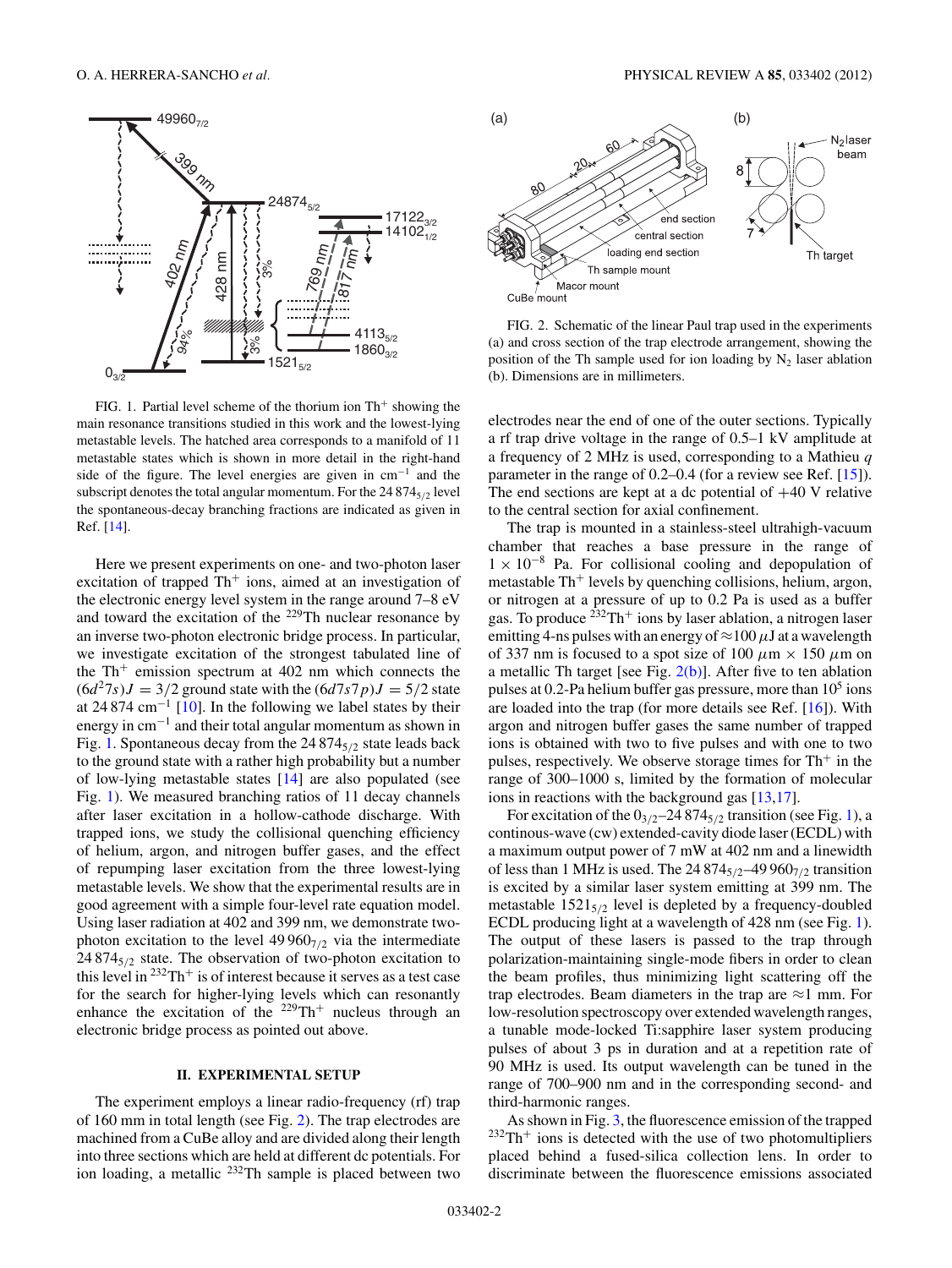FIG. 1. Partial level scheme of the thorium ion $Th^+$ showing the main resonance transitions studied in this work and the lowest-lying metastable levels. The hatched area corresponds to a manifold of 11 metastable states which is shown in more detail in the right-hand side of the figure. The level energies are given in $cm^{-1}$ and the subscript denotes the total angular momentum. For the $24\,874_{5/2}$ level the spontaneous-decay branching fractions are indicated as given in Ref. [14].

Here we present experiments on one- and two-photon laser excitation of trapped $Th^+$ ions, aimed at an investigation of the electronic energy level system in the range around 7–8 eV and toward the excitation of the $^{229}Th$ nuclear resonance by an inverse two-photon electronic bridge process. In particular, we investigate excitation of the strongest tabulated line of the $Th^+$ emission spectrum at 402 nm which connects the $(6d^2 7s)J = 3/2$ ground state with the $(6d7s7p)J = 5/2$ state at $24\,874$ $cm^{-1}$ [10]. In the following we label states by their energy in $cm^{-1}$ and their total angular momentum as shown in Fig. 1. Spontaneous decay from the $24\,874_{5/2}$ state leads back to the ground state with a rather high probability but a number of low-lying metastable states [14] are also populated (see Fig. 1). We measured branching ratios of 11 decay channels after laser excitation in a hollow-cathode discharge. With trapped ions, we study the collisional quenching efficiency of helium, argon, and nitrogen buffer gases, and the effect of repumping laser excitation from the three lowest-lying metastable levels. We show that the experimental results are in good agreement with a simple four-level rate equation model. Using laser radiation at 402 and 399 nm, we demonstrate two-photon excitation to the level $49\,960_{7/2}$ via the intermediate $24\,874_{5/2}$ state. The observation of two-photon excitation to this level in $^{232}Th^+$ is of interest because it serves as a test case for the search for higher-lying levels which can resonantly enhance the excitation of the $^{229}Th^+$ nucleus through an electronic bridge process as pointed out above.

## II. EXPERIMENTAL SETUP

The experiment employs a linear radio-frequency (rf) trap of 160 mm in total length (see Fig. 2). The trap electrodes are machined from a CuBe alloy and are divided along their length into three sections which are held at different dc potentials. For ion loading, a metallic $^{232}Th$ sample is placed between two electrodes near the end of one of the outer sections. Typically a rf trap drive voltage in the range of 0.5–1 kV amplitude at a frequency of 2 MHz is used, corresponding to a Mathieu $q$ parameter in the range of 0.2–0.4 (for a review see Ref. [15]). The end sections are kept at a dc potential of +40 V relative to the central section for axial confinement.

FIG. 2. Schematic of the linear Paul trap used in the experiments (a) and cross section of the trap electrode arrangement, showing the position of the Th sample used for ion loading by $N_2$ laser ablation (b). Dimensions are in millimeters.

The trap is mounted in a stainless-steel ultrahigh-vacuum chamber that reaches a base pressure in the range of $1 \times 10^{-8}$ Pa. For collisional cooling and depopulation of metastable $Th^+$ levels by quenching collisions, helium, argon, or nitrogen at a pressure of up to 0.2 Pa is used as a buffer gas. To produce $^{232}Th^+$ ions by laser ablation, a nitrogen laser emitting 4-ns pulses with an energy of $\approx 100\,\mu$J at a wavelength of 337 nm is focused to a spot size of 100 $\mu$m × 150 $\mu$m on a metallic Th target [see Fig. 2(b)]. After five to ten ablation pulses at 0.2-Pa helium buffer gas pressure, more than $10^5$ ions are loaded into the trap (for more details see Ref. [16]). With argon and nitrogen buffer gases the same number of trapped ions is obtained with two to five pulses and with one to two pulses, respectively. We observe storage times for $Th^+$ in the range of 300–1000 s, limited by the formation of molecular ions in reactions with the background gas [13,17].

For excitation of the $0_{3/2}$–$24\,874_{5/2}$ transition (see Fig. 1), a continous-wave (cw) extended-cavity diode laser (ECDL) with a maximum output power of 7 mW at 402 nm and a linewidth of less than 1 MHz is used. The $24\,874_{5/2}$–$49\,960_{7/2}$ transition is excited by a similar laser system emitting at 399 nm. The metastable $1521_{5/2}$ level is depleted by a frequency-doubled ECDL producing light at a wavelength of 428 nm (see Fig. 1). The output of these lasers is passed to the trap through polarization-maintaining single-mode fibers in order to clean the beam profiles, thus minimizing light scattering off the trap electrodes. Beam diameters in the trap are $\approx 1$ mm. For low-resolution spectroscopy over extended wavelength ranges, a tunable mode-locked Ti:sapphire laser system producing pulses of about 3 ps in duration and at a repetition rate of 90 MHz is used. Its output wavelength can be tuned in the range of 700–900 nm and in the corresponding second- and third-harmonic ranges.

As shown in Fig. 3, the fluorescence emission of the trapped $^{232}Th^+$ ions is detected with the use of two photomultipliers placed behind a fused-silica collection lens. In order to discriminate between the fluorescence emissions associated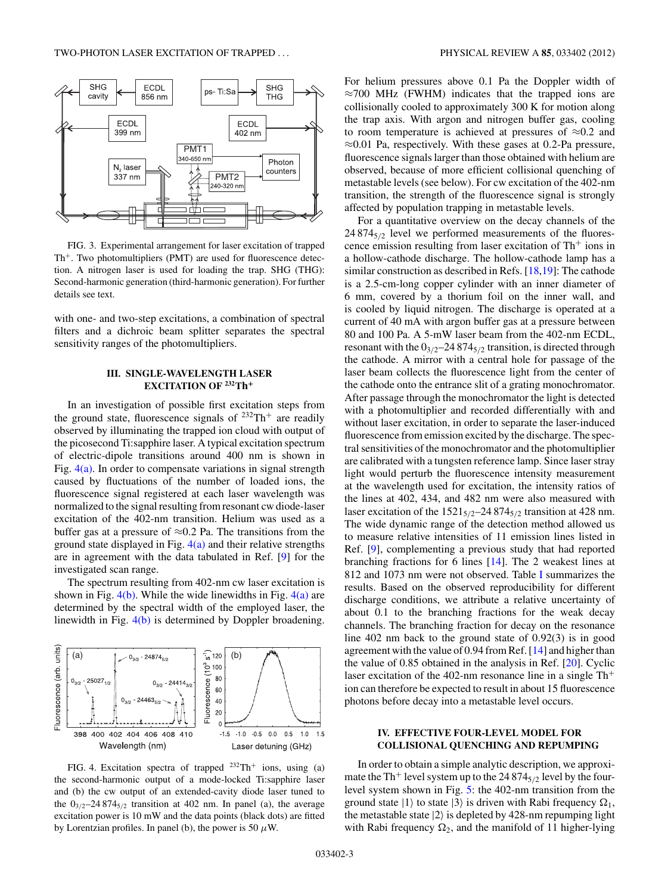FIG. 3. Experimental arrangement for laser excitation of trapped $Th^+$. Two photomultipliers (PMT) are used for fluorescence detection. A nitrogen laser is used for loading the trap. SHG (THG): Second-harmonic generation (third-harmonic generation). For further details see text.

with one- and two-step excitations, a combination of spectral filters and a dichroic beam splitter separates the spectral sensitivity ranges of the photomultipliers.

## III. SINGLE-WAVELENGTH LASER EXCITATION OF $^{232}Th^+$

In an investigation of possible first excitation steps from the ground state, fluorescence signals of $^{232}Th^+$ are readily observed by illuminating the trapped ion cloud with output of the picosecond Ti:sapphire laser. A typical excitation spectrum of electric-dipole transitions around 400 nm is shown in Fig. 4(a). In order to compensate variations in signal strength caused by fluctuations of the number of loaded ions, the fluorescence signal registered at each laser wavelength was normalized to the signal resulting from resonant cw diode-laser excitation of the 402-nm transition. Helium was used as a buffer gas at a pressure of ≈0.2 Pa. The transitions from the ground state displayed in Fig. 4(a) and their relative strengths are in agreement with the data tabulated in Ref. [9] for the investigated scan range.

The spectrum resulting from 402-nm cw laser excitation is shown in Fig. 4(b). While the wide linewidths in Fig. 4(a) are determined by the spectral width of the employed laser, the linewidth in Fig. 4(b) is determined by Doppler broadening.

FIG. 4. Excitation spectra of trapped $^{232}Th^+$ ions, using (a) the second-harmonic output of a mode-locked Ti:sapphire laser and (b) the cw output of an extended-cavity diode laser tuned to the $0_{3/2}$–$24\,874_{5/2}$ transition at 402 nm. In panel (a), the average excitation power is 10 mW and the data points (black dots) are fitted by Lorentzian profiles. In panel (b), the power is 50 $\mu$W.

For helium pressures above 0.1 Pa the Doppler width of ≈700 MHz (FWHM) indicates that the trapped ions are collisionally cooled to approximately 300 K for motion along the trap axis. With argon and nitrogen buffer gas, cooling to room temperature is achieved at pressures of ≈0.2 and ≈0.01 Pa, respectively. With these gases at 0.2-Pa pressure, fluorescence signals larger than those obtained with helium are observed, because of more efficient collisional quenching of metastable levels (see below). For cw excitation of the 402-nm transition, the strength of the fluorescence signal is strongly affected by population trapping in metastable levels.

For a quantitative overview on the decay channels of the $24\,874_{5/2}$ level we performed measurements of the fluorescence emission resulting from laser excitation of $Th^+$ ions in a hollow-cathode discharge. The hollow-cathode lamp has a similar construction as described in Refs. [18,19]: The cathode is a 2.5-cm-long copper cylinder with an inner diameter of 6 mm, covered by a thorium foil on the inner wall, and is cooled by liquid nitrogen. The discharge is operated at a current of 40 mA with argon buffer gas at a pressure between 80 and 100 Pa. A 5-mW laser beam from the 402-nm ECDL, resonant with the $0_{3/2}$–$24\,874_{5/2}$ transition, is directed through the cathode. A mirror with a central hole for passage of the laser beam collects the fluorescence light from the center of the cathode onto the entrance slit of a grating monochromator. After passage through the monochromator the light is detected with a photomultiplier and recorded differentially with and without laser excitation, in order to separate the laser-induced fluorescence from emission excited by the discharge. The spectral sensitivities of the monochromator and the photomultiplier are calibrated with a tungsten reference lamp. Since laser stray light would perturb the fluorescence intensity measurement at the wavelength used for excitation, the intensity ratios of the lines at 402, 434, and 482 nm were also measured with laser excitation of the $1521_{5/2}$–$24\,874_{5/2}$ transition at 428 nm. The wide dynamic range of the detection method allowed us to measure relative intensities of 11 emission lines listed in Ref. [9], complementing a previous study that had reported branching fractions for 6 lines [14]. The 2 weakest lines at 812 and 1073 nm were not observed. Table I summarizes the results. Based on the observed reproducibility for different discharge conditions, we attribute a relative uncertainty of about 0.1 to the branching fractions for the weak decay channels. The branching fraction for decay on the resonance line 402 nm back to the ground state of 0.92(3) is in good agreement with the value of 0.94 from Ref. [14] and higher than the value of 0.85 obtained in the analysis in Ref. [20]. Cyclic laser excitation of the 402-nm resonance line in a single $Th^+$ ion can therefore be expected to result in about 15 fluorescence photons before decay into a metastable level occurs.

## IV. EFFECTIVE FOUR-LEVEL MODEL FOR COLLISIONAL QUENCHING AND REPUMPING

In order to obtain a simple analytic description, we approximate the $Th^+$ level system up to the $24\,874_{5/2}$ level by the four-level system shown in Fig. 5: the 402-nm transition from the ground state $|1\rangle$ to state $|3\rangle$ is driven with Rabi frequency $\Omega_1$, the metastable state $|2\rangle$ is depleted by 428-nm repumping light with Rabi frequency $\Omega_2$, and the manifold of 11 higher-lying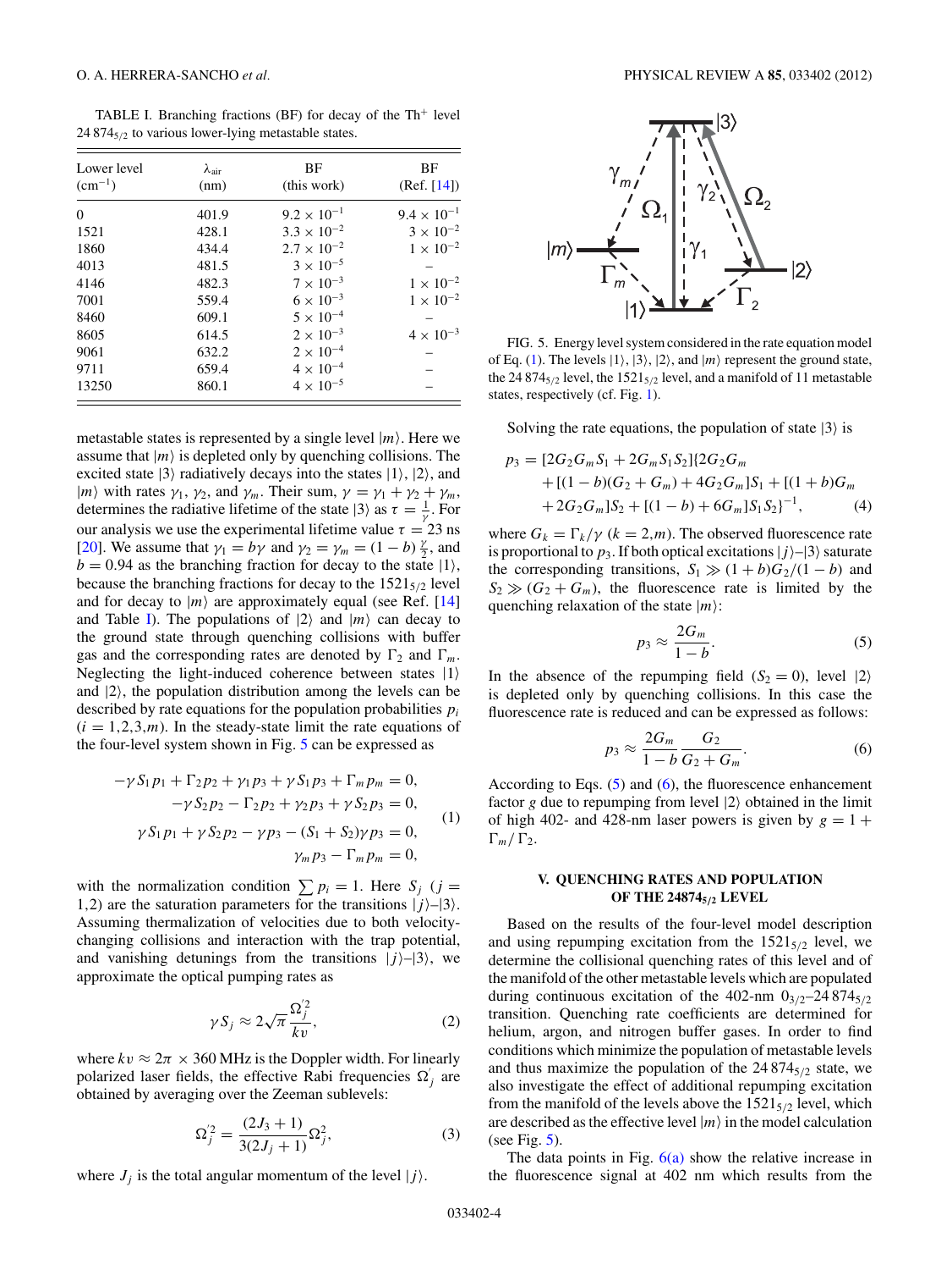TABLE I. Branching fractions (BF) for decay of the $Th^+$ level $24\,874_{5/2}$ to various lower-lying metastable states.

| Lower level ($cm^{-1}$) | $\lambda_{air}$ (nm) | BF (this work) | BF (Ref. [14]) |
|---|---|---|---|
| 0 | 401.9 | $9.2 \times 10^{-1}$ | $9.4 \times 10^{-1}$ |
| 1521 | 428.1 | $3.3 \times 10^{-2}$ | $3 \times 10^{-2}$ |
| 1860 | 434.4 | $2.7 \times 10^{-2}$ | $1 \times 10^{-2}$ |
| 4013 | 481.5 | $3 \times 10^{-5}$ | – |
| 4146 | 482.3 | $7 \times 10^{-3}$ | $1 \times 10^{-2}$ |
| 7001 | 559.4 | $6 \times 10^{-3}$ | $1 \times 10^{-2}$ |
| 8460 | 609.1 | $5 \times 10^{-4}$ | – |
| 8605 | 614.5 | $2 \times 10^{-3}$ | $4 \times 10^{-3}$ |
| 9061 | 632.2 | $2 \times 10^{-4}$ | – |
| 9711 | 659.4 | $4 \times 10^{-4}$ | – |
| 13250 | 860.1 | $4 \times 10^{-5}$ | – |

metastable states is represented by a single level $|m\rangle$. Here we assume that $|m\rangle$ is depleted only by quenching collisions. The excited state $|3\rangle$ radiatively decays into the states $|1\rangle$, $|2\rangle$, and $|m\rangle$ with rates $\gamma_1$, $\gamma_2$, and $\gamma_m$. Their sum, $\gamma = \gamma_1 + \gamma_2 + \gamma_m$, determines the radiative lifetime of the state $|3\rangle$ as $\tau = \frac{1}{\gamma}$. For our analysis we use the experimental lifetime value $\tau = 23$ ns [20]. We assume that $\gamma_1 = b\gamma$ and $\gamma_2 = \gamma_m = (1-b)\frac{\gamma}{2}$, and $b = 0.94$ as the branching fraction for decay to the state $|1\rangle$, because the branching fractions for decay to the $1521_{5/2}$ level and for decay to $|m\rangle$ are approximately equal (see Ref. [14] and Table I). The populations of $|2\rangle$ and $|m\rangle$ can decay to the ground state through quenching collisions with buffer gas and the corresponding rates are denoted by $\Gamma_2$ and $\Gamma_m$. Neglecting the light-induced coherence between states $|1\rangle$ and $|2\rangle$, the population distribution among the levels can be described by rate equations for the population probabilities $p_i$ ($i = 1,2,3,m$). In the steady-state limit the rate equations of the four-level system shown in Fig. 5 can be expressed as

$$
\begin{aligned}
-\gamma S_1 p_1 + \Gamma_2 p_2 + \gamma_1 p_3 + \gamma S_1 p_3 + \Gamma_m p_m &= 0,\\
-\gamma S_2 p_2 - \Gamma_2 p_2 + \gamma_2 p_3 + \gamma S_2 p_3 &= 0,\\
\gamma S_1 p_1 + \gamma S_2 p_2 - \gamma p_3 - (S_1 + S_2)\gamma p_3 &= 0,\\
\gamma_m p_3 - \Gamma_m p_m &= 0,
\end{aligned}
\tag{1}
$$

with the normalization condition $\sum p_i = 1$. Here $S_j$ ($j = 1,2$) are the saturation parameters for the transitions $|j\rangle$–$|3\rangle$. Assuming thermalization of velocities due to both velocity-changing collisions and interaction with the trap potential, and vanishing detunings from the transitions $|j\rangle$–$|3\rangle$, we approximate the optical pumping rates as

$$
\gamma S_j \approx 2\sqrt{\pi}\frac{\Omega_j^{'2}}{kv}, \tag{2}
$$

where $kv \approx 2\pi \times 360$ MHz is the Doppler width. For linearly polarized laser fields, the effective Rabi frequencies $\Omega_j^{'}$ are obtained by averaging over the Zeeman sublevels:

$$
\Omega_j^{'2} = \frac{(2J_3 + 1)}{3(2J_j + 1)}\Omega_j^2, \tag{3}
$$

where $J_j$ is the total angular momentum of the level $|j\rangle$.

FIG. 5. Energy level system considered in the rate equation model of Eq. (1). The levels $|1\rangle$, $|3\rangle$, $|2\rangle$, and $|m\rangle$ represent the ground state, the $24\,874_{5/2}$ level, the $1521_{5/2}$ level, and a manifold of 11 metastable states, respectively (cf. Fig. 1).

Solving the rate equations, the population of state $|3\rangle$ is

$$
\begin{aligned}
p_3 = {} & [2G_2G_mS_1 + 2G_mS_1S_2]\{2G_2G_m \\
& + [(1-b)(G_2+G_m) + 4G_2G_m]S_1 + [(1+b)G_m \\
& + 2G_2G_m]S_2 + [(1-b) + 6G_m]S_1S_2\}^{-1},
\end{aligned}
\tag{4}
$$

where $G_k = \Gamma_k/\gamma$ ($k = 2,m$). The observed fluorescence rate is proportional to $p_3$. If both optical excitations $|j\rangle$–$|3\rangle$ saturate the corresponding transitions, $S_1 \gg (1+b)G_2/(1-b)$ and $S_2 \gg (G_2 + G_m)$, the fluorescence rate is limited by the quenching relaxation of the state $|m\rangle$:

$$
p_3 \approx \frac{2G_m}{1-b}. \tag{5}
$$

In the absence of the repumping field ($S_2 = 0$), level $|2\rangle$ is depleted only by quenching collisions. In this case the fluorescence rate is reduced and can be expressed as follows:

$$
p_3 \approx \frac{2G_m}{1-b}\frac{G_2}{G_2 + G_m}. \tag{6}
$$

According to Eqs. (5) and (6), the fluorescence enhancement factor $g$ due to repumping from level $|2\rangle$ obtained in the limit of high 402- and 428-nm laser powers is given by $g = 1 + \Gamma_m/\Gamma_2$.

## V. QUENCHING RATES AND POPULATION OF THE $24874_{5/2}$ LEVEL

Based on the results of the four-level model description and using repumping excitation from the $1521_{5/2}$ level, we determine the collisional quenching rates of this level and of the manifold of the other metastable levels which are populated during continuous excitation of the 402-nm $0_{3/2}$–$24\,874_{5/2}$ transition. Quenching rate coefficients are determined for helium, argon, and nitrogen buffer gases. In order to find conditions which minimize the population of metastable levels and thus maximize the population of the $24\,874_{5/2}$ state, we also investigate the effect of additional repumping excitation from the manifold of the levels above the $1521_{5/2}$ level, which are described as the effective level $|m\rangle$ in the model calculation (see Fig. 5).

The data points in Fig. 6(a) show the relative increase in the fluorescence signal at 402 nm which results from the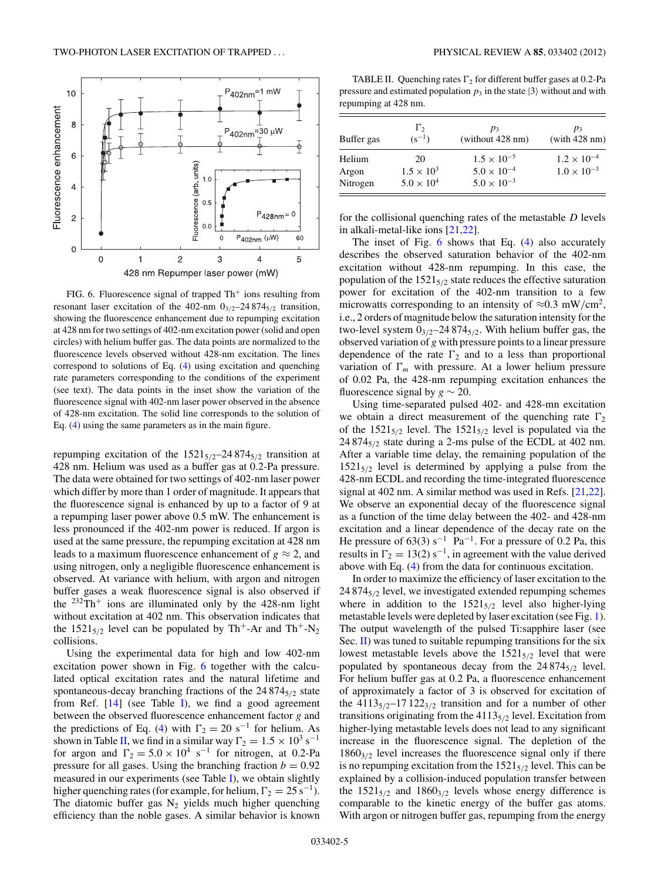FIG. 6. Fluorescence signal of trapped $Th^+$ ions resulting from resonant laser excitation of the 402-nm $0_{3/2}$–$24\,874_{5/2}$ transition, showing the fluorescence enhancement due to repumping excitation at 428 nm for two settings of 402-nm excitation power (solid and open circles) with helium buffer gas. The data points are normalized to the fluorescence levels observed without 428-nm excitation. The lines correspond to solutions of Eq. (4) using excitation and quenching rate parameters corresponding to the conditions of the experiment (see text). The data points in the inset show the variation of the fluorescence signal with 402-nm laser power observed in the absence of 428-nm excitation. The solid line corresponds to the solution of Eq. (4) using the same parameters as in the main figure.

repumping excitation of the $1521_{5/2}$–$24\,874_{5/2}$ transition at 428 nm. Helium was used as a buffer gas at 0.2-Pa pressure. The data were obtained for two settings of 402-nm laser power which differ by more than 1 order of magnitude. It appears that the fluorescence signal is enhanced by up to a factor of 9 at a repumping laser power above 0.5 mW. The enhancement is less pronounced if the 402-nm power is reduced. If argon is used at the same pressure, the repumping excitation at 428 nm leads to a maximum fluorescence enhancement of $g \approx 2$, and using nitrogen, only a negligible fluorescence enhancement is observed. At variance with helium, with argon and nitrogen buffer gases a weak fluorescence signal is also observed if the $^{232}Th^+$ ions are illuminated only by the 428-nm light without excitation at 402 nm. This observation indicates that the $1521_{5/2}$ level can be populated by $Th^+$-Ar and $Th^+$-$N_2$ collisions.

Using the experimental data for high and low 402-nm excitation power shown in Fig. 6 together with the calculated optical excitation rates and the natural lifetime and spontaneous-decay branching fractions of the $24\,874_{5/2}$ state from Ref. [14] (see Table I), we find a good agreement between the observed fluorescence enhancement factor $g$ and the predictions of Eq. (4) with $\Gamma_2 = 20\ \mathrm{s}^{-1}$ for helium. As shown in Table II, we find in a similar way $\Gamma_2 = 1.5 \times 10^3\ \mathrm{s}^{-1}$ for argon and $\Gamma_2 = 5.0 \times 10^4\ \mathrm{s}^{-1}$ for nitrogen, at 0.2-Pa pressure for all gases. Using the branching fraction $b = 0.92$ measured in our experiments (see Table I), we obtain slightly higher quenching rates (for example, for helium, $\Gamma_2 = 25\ \mathrm{s}^{-1}$). The diatomic buffer gas $N_2$ yields much higher quenching efficiency than the noble gases. A similar behavior is known

TABLE II. Quenching rates $\Gamma_2$ for different buffer gases at 0.2-Pa pressure and estimated population $p_3$ in the state $|3\rangle$ without and with repumping at 428 nm.

| Buffer gas | $\Gamma_2$ ($\mathrm{s}^{-1}$) | $p_3$ (without 428 nm) | $p_3$ (with 428 nm) |
|---|---|---|---|
| Helium | 20 | $1.5 \times 10^{-5}$ | $1.2 \times 10^{-4}$ |
| Argon | $1.5 \times 10^3$ | $5.0 \times 10^{-4}$ | $1.0 \times 10^{-3}$ |
| Nitrogen | $5.0 \times 10^4$ | $5.0 \times 10^{-3}$ | |

for the collisional quenching rates of the metastable $D$ levels in alkali-metal-like ions [21,22].

The inset of Fig. 6 shows that Eq. (4) also accurately describes the observed saturation behavior of the 402-nm excitation without 428-nm repumping. In this case, the population of the $1521_{5/2}$ state reduces the effective saturation power for excitation of the 402-nm transition to a few microwatts corresponding to an intensity of $\approx 0.3\ \mathrm{mW/cm}^2$, i.e., 2 orders of magnitude below the saturation intensity for the two-level system $0_{3/2}$–$24\,874_{5/2}$. With helium buffer gas, the observed variation of $g$ with pressure points to a linear pressure dependence of the rate $\Gamma_2$ and to a less than proportional variation of $\Gamma_m$ with pressure. At a lower helium pressure of 0.02 Pa, the 428-nm repumping excitation enhances the fluorescence signal by $g \sim 20$.

Using time-separated pulsed 402- and 428-mn excitation we obtain a direct measurement of the quenching rate $\Gamma_2$ of the $1521_{5/2}$ level. The $1521_{5/2}$ level is populated via the $24\,874_{5/2}$ state during a 2-ms pulse of the ECDL at 402 nm. After a variable time delay, the remaining population of the $1521_{5/2}$ level is determined by applying a pulse from the 428-nm ECDL and recording the time-integrated fluorescence signal at 402 nm. A similar method was used in Refs. [21,22]. We observe an exponential decay of the fluorescence signal as a function of the time delay between the 402- and 428-nm excitation and a linear dependence of the decay rate on the He pressure of $63(3)\ \mathrm{s}^{-1}\ \mathrm{Pa}^{-1}$. For a pressure of 0.2 Pa, this results in $\Gamma_2 = 13(2)\ \mathrm{s}^{-1}$, in agreement with the value derived above with Eq. (4) from the data for continuous excitation.

In order to maximize the efficiency of laser excitation to the $24\,874_{5/2}$ level, we investigated extended repumping schemes where in addition to the $1521_{5/2}$ level also higher-lying metastable levels were depleted by laser excitation (see Fig. 1). The output wavelength of the pulsed Ti:sapphire laser (see Sec. II) was tuned to suitable repumping transitions for the six lowest metastable levels above the $1521_{5/2}$ level that were populated by spontaneous decay from the $24\,874_{5/2}$ level. For helium buffer gas at 0.2 Pa, a fluorescence enhancement of approximately a factor of 3 is observed for excitation of the $4113_{5/2}$–$17\,122_{3/2}$ transition and for a number of other transitions originating from the $4113_{5/2}$ level. Excitation from higher-lying metastable levels does not lead to any significant increase in the fluorescence signal. The depletion of the $1860_{3/2}$ level increases the fluorescence signal only if there is no repumping excitation from the $1521_{5/2}$ level. This can be explained by a collision-induced population transfer between the $1521_{5/2}$ and $1860_{3/2}$ levels whose energy difference is comparable to the kinetic energy of the buffer gas atoms. With argon or nitrogen buffer gas, repumping from the energy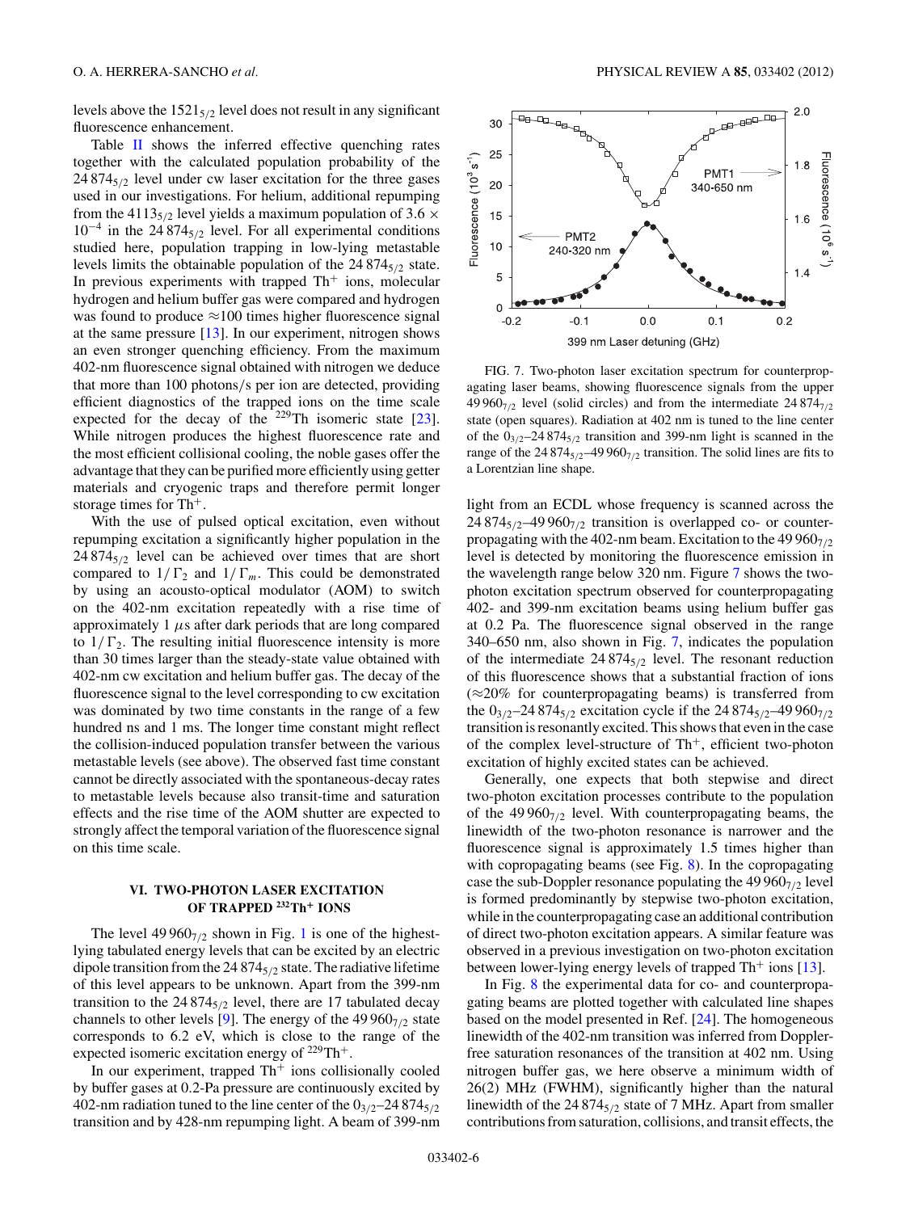levels above the $1521_{5/2}$ level does not result in any significant fluorescence enhancement.

Table II shows the inferred effective quenching rates together with the calculated population probability of the $24\,874_{5/2}$ level under cw laser excitation for the three gases used in our investigations. For helium, additional repumping from the $4113_{5/2}$ level yields a maximum population of $3.6 \times 10^{-4}$ in the $24\,874_{5/2}$ level. For all experimental conditions studied here, population trapping in low-lying metastable levels limits the obtainable population of the $24\,874_{5/2}$ state. In previous experiments with trapped $Th^+$ ions, molecular hydrogen and helium buffer gas were compared and hydrogen was found to produce ≈100 times higher fluorescence signal at the same pressure [13]. In our experiment, nitrogen shows an even stronger quenching efficiency. From the maximum 402-nm fluorescence signal obtained with nitrogen we deduce that more than 100 photons/s per ion are detected, providing efficient diagnostics of the trapped ions on the time scale expected for the decay of the $^{229}$Th isomeric state [23]. While nitrogen produces the highest fluorescence rate and the most efficient collisional cooling, the noble gases offer the advantage that they can be purified more efficiently using getter materials and cryogenic traps and therefore permit longer storage times for $Th^+$.

With the use of pulsed optical excitation, even without repumping excitation a significantly higher population in the $24\,874_{5/2}$ level can be achieved over times that are short compared to $1/\Gamma_2$ and $1/\Gamma_m$. This could be demonstrated by using an acousto-optical modulator (AOM) to switch on the 402-nm excitation repeatedly with a rise time of approximately 1 $\mu$s after dark periods that are long compared to $1/\Gamma_2$. The resulting initial fluorescence intensity is more than 30 times larger than the steady-state value obtained with 402-nm cw excitation and helium buffer gas. The decay of the fluorescence signal to the level corresponding to cw excitation was dominated by two time constants in the range of a few hundred ns and 1 ms. The longer time constant might reflect the collision-induced population transfer between the various metastable levels (see above). The observed fast time constant cannot be directly associated with the spontaneous-decay rates to metastable levels because also transit-time and saturation effects and the rise time of the AOM shutter are expected to strongly affect the temporal variation of the fluorescence signal on this time scale.

## VI. TWO-PHOTON LASER EXCITATION OF TRAPPED $^{232}Th^+$ IONS

The level $49\,960_{7/2}$ shown in Fig. 1 is one of the highest-lying tabulated energy levels that can be excited by an electric dipole transition from the $24\,874_{5/2}$ state. The radiative lifetime of this level appears to be unknown. Apart from the 399-nm transition to the $24\,874_{5/2}$ level, there are 17 tabulated decay channels to other levels [9]. The energy of the $49\,960_{7/2}$ state corresponds to 6.2 eV, which is close to the range of the expected isomeric excitation energy of $^{229}Th^+$.

In our experiment, trapped $Th^+$ ions collisionally cooled by buffer gases at 0.2-Pa pressure are continuously excited by 402-nm radiation tuned to the line center of the $0_{3/2}$–$24\,874_{5/2}$ transition and by 428-nm repumping light. A beam of 399-nm light from an ECDL whose frequency is scanned across the $24\,874_{5/2}$–$49\,960_{7/2}$ transition is overlapped co- or counterpropagating with the 402-nm beam. Excitation to the $49\,960_{7/2}$ level is detected by monitoring the fluorescence emission in the wavelength range below 320 nm. Figure 7 shows the two-photon excitation spectrum observed for counterpropagating 402- and 399-nm excitation beams using helium buffer gas at 0.2 Pa. The fluorescence signal observed in the range 340–650 nm, also shown in Fig. 7, indicates the population of the intermediate $24\,874_{5/2}$ level. The resonant reduction of this fluorescence shows that a substantial fraction of ions (≈20% for counterpropagating beams) is transferred from the $0_{3/2}$–$24\,874_{5/2}$ excitation cycle if the $24\,874_{5/2}$–$49\,960_{7/2}$ transition is resonantly excited. This shows that even in the case of the complex level-structure of $Th^+$, efficient two-photon excitation of highly excited states can be achieved.

FIG. 7. Two-photon laser excitation spectrum for counterpropagating laser beams, showing fluorescence signals from the upper $49\,960_{7/2}$ level (solid circles) and from the intermediate $24\,874_{7/2}$ state (open squares). Radiation at 402 nm is tuned to the line center of the $0_{3/2}$–$24\,874_{5/2}$ transition and 399-nm light is scanned in the range of the $24\,874_{5/2}$–$49\,960_{7/2}$ transition. The solid lines are fits to a Lorentzian line shape.

Generally, one expects that both stepwise and direct two-photon excitation processes contribute to the population of the $49\,960_{7/2}$ level. With counterpropagating beams, the linewidth of the two-photon resonance is narrower and the fluorescence signal is approximately 1.5 times higher than with copropagating beams (see Fig. 8). In the copropagating case the sub-Doppler resonance populating the $49\,960_{7/2}$ level is formed predominantly by stepwise two-photon excitation, while in the counterpropagating case an additional contribution of direct two-photon excitation appears. A similar feature was observed in a previous investigation on two-photon excitation between lower-lying energy levels of trapped $Th^+$ ions [13].

In Fig. 8 the experimental data for co- and counterpropagating beams are plotted together with calculated line shapes based on the model presented in Ref. [24]. The homogeneous linewidth of the 402-nm transition was inferred from Doppler-free saturation resonances of the transition at 402 nm. Using nitrogen buffer gas, we here observe a minimum width of 26(2) MHz (FWHM), significantly higher than the natural linewidth of the $24\,874_{5/2}$ state of 7 MHz. Apart from smaller contributions from saturation, collisions, and transit effects, the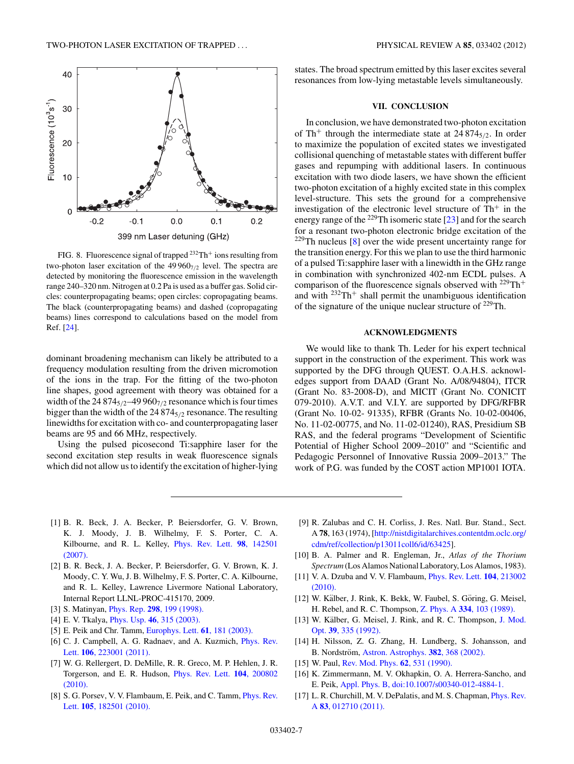FIG. 8. Fluorescence signal of trapped $^{232}Th^{+}$ ions resulting from two-photon laser excitation of the $49\,960_{7/2}$ level. The spectra are detected by monitoring the fluorescence emission in the wavelength range 240–320 nm. Nitrogen at 0.2 Pa is used as a buffer gas. Solid circles: counterpropagating beams; open circles: copropagating beams. The black (counterpropagating beams) and dashed (copropagating beams) lines correspond to calculations based on the model from Ref. [24].

dominant broadening mechanism can likely be attributed to a frequency modulation resulting from the driven micromotion of the ions in the trap. For the fitting of the two-photon line shapes, good agreement with theory was obtained for a width of the $24\,874_{5/2}$–$49\,960_{7/2}$ resonance which is four times bigger than the width of the $24\,874_{5/2}$ resonance. The resulting linewidths for excitation with co- and counterpropagating laser beams are 95 and 66 MHz, respectively.

Using the pulsed picosecond Ti:sapphire laser for the second excitation step results in weak fluorescence signals which did not allow us to identify the excitation of higher-lying states. The broad spectrum emitted by this laser excites several resonances from low-lying metastable levels simultaneously.

## VII. CONCLUSION

In conclusion, we have demonstrated two-photon excitation of $Th^{+}$ through the intermediate state at $24\,874_{5/2}$. In order to maximize the population of excited states we investigated collisional quenching of metastable states with different buffer gases and repumping with additional lasers. In continuous excitation with two diode lasers, we have shown the efficient two-photon excitation of a highly excited state in this complex level-structure. This sets the ground for a comprehensive investigation of the electronic level structure of $Th^{+}$ in the energy range of the $^{229}Th$ isomeric state [23] and for the search for a resonant two-photon electronic bridge excitation of the $^{229}Th$ nucleus [8] over the wide present uncertainty range for the transition energy. For this we plan to use the third harmonic of a pulsed Ti:sapphire laser with a linewidth in the GHz range in combination with synchronized 402-nm ECDL pulses. A comparison of the fluorescence signals observed with $^{229}Th^{+}$ and with $^{232}Th^{+}$ shall permit the unambiguous identification of the signature of the unique nuclear structure of $^{229}Th$.

## ACKNOWLEDGMENTS

We would like to thank Th. Leder for his expert technical support in the construction of the experiment. This work was supported by the DFG through QUEST. O.A.H.S. acknowledges support from DAAD (Grant No. A/08/94804), ITCR (Grant No. 83-2008-D), and MICIT (Grant No. CONICIT 079-2010). A.V.T. and V.I.Y. are supported by DFG/RFBR (Grant No. 10-02- 91335), RFBR (Grants No. 10-02-00406, No. 11-02-00775, and No. 11-02-01240), RAS, Presidium SB RAS, and the federal programs "Development of Scientific Potential of Higher School 2009–2010" and "Scientific and Pedagogic Personnel of Innovative Russia 2009–2013." The work of P.G. was funded by the COST action MP1001 IOTA.

---

[1] B. R. Beck, J. A. Becker, P. Beiersdorfer, G. V. Brown, K. J. Moody, J. B. Wilhelmy, F. S. Porter, C. A. Kilbourne, and R. L. Kelley, Phys. Rev. Lett. **98**, 142501 (2007).

[2] B. R. Beck, J. A. Becker, P. Beiersdorfer, G. V. Brown, K. J. Moody, C. Y. Wu, J. B. Wilhelmy, F. S. Porter, C. A. Kilbourne, and R. L. Kelley, Lawrence Livermore National Laboratory, Internal Report LLNL-PROC-415170, 2009.

[3] S. Matinyan, Phys. Rep. **298**, 199 (1998).

[4] E. V. Tkalya, Phys. Usp. **46**, 315 (2003).

[5] E. Peik and Chr. Tamm, Europhys. Lett. **61**, 181 (2003).

[6] C. J. Campbell, A. G. Radnaev, and A. Kuzmich, Phys. Rev. Lett. **106**, 223001 (2011).

[7] W. G. Rellergert, D. DeMille, R. R. Greco, M. P. Hehlen, J. R. Torgerson, and E. R. Hudson, Phys. Rev. Lett. **104**, 200802 (2010).

[8] S. G. Porsev, V. V. Flambaum, E. Peik, and C. Tamm, Phys. Rev. Lett. **105**, 182501 (2010).

[9] R. Zalubas and C. H. Corliss, J. Res. Natl. Bur. Stand., Sect. A **78**, 163 (1974), [http://nistdigitalarchives.contentdm.oclc.org/cdm/ref/collection/p13011coll6/id/63425].

[10] B. A. Palmer and R. Engleman, Jr., *Atlas of the Thorium Spectrum* (Los Alamos National Laboratory, Los Alamos, 1983).

[11] V. A. Dzuba and V. V. Flambaum, Phys. Rev. Lett. **104**, 213002 (2010).

[12] W. Kälber, J. Rink, K. Bekk, W. Faubel, S. Göring, G. Meisel, H. Rebel, and R. C. Thompson, Z. Phys. A **334**, 103 (1989).

[13] W. Kälber, G. Meisel, J. Rink, and R. C. Thompson, J. Mod. Opt. **39**, 335 (1992).

[14] H. Nilsson, Z. G. Zhang, H. Lundberg, S. Johansson, and B. Nordström, Astron. Astrophys. **382**, 368 (2002).

[15] W. Paul, Rev. Mod. Phys. **62**, 531 (1990).

[16] K. Zimmermann, M. V. Okhapkin, O. A. Herrera-Sancho, and E. Peik, Appl. Phys. B, doi:10.1007/s00340-012-4884-1.

[17] L. R. Churchill, M. V. DePalatis, and M. S. Chapman, Phys. Rev. A **83**, 012710 (2011).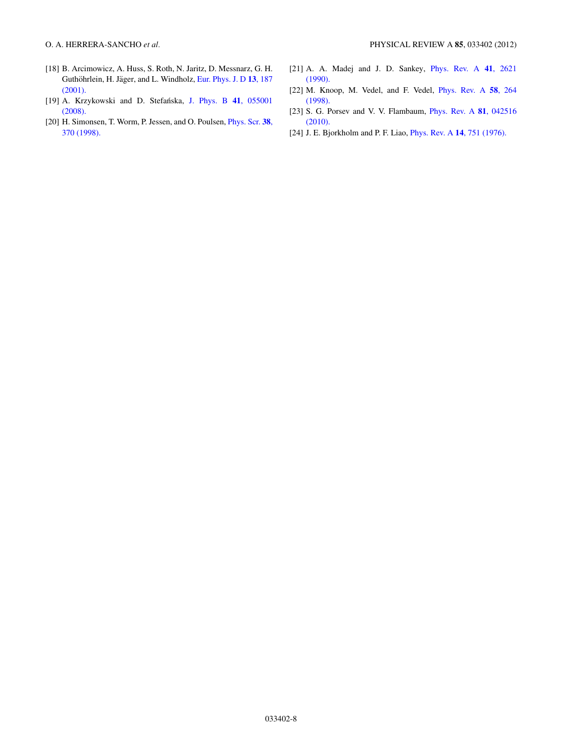[18] B. Arcimowicz, A. Huss, S. Roth, N. Jaritz, D. Messnarz, G. H. Guthöhrlein, H. Jäger, and L. Windholz, Eur. Phys. J. D **13**, 187 (2001).

[19] A. Krzykowski and D. Stefańska, J. Phys. B **41**, 055001 (2008).

[20] H. Simonsen, T. Worm, P. Jessen, and O. Poulsen, Phys. Scr. **38**, 370 (1998).

[21] A. A. Madej and J. D. Sankey, Phys. Rev. A **41**, 2621 (1990).

[22] M. Knoop, M. Vedel, and F. Vedel, Phys. Rev. A **58**, 264 (1998).

[23] S. G. Porsev and V. V. Flambaum, Phys. Rev. A **81**, 042516 (2010).

[24] J. E. Bjorkholm and P. F. Liao, Phys. Rev. A **14**, 751 (1976).